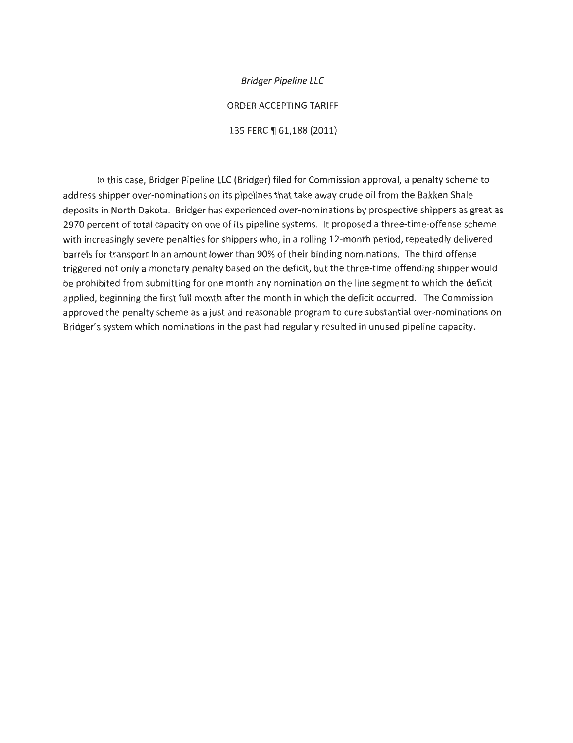*Bridger Pipeline LLC*

ORDER ACCEPTING TARIFF

135 FERC ¶ 61,188 (2011)

In this case, Bridger Pipeline LLC (Bridger) filed for Commission approval, a penalty scheme to address shipper over-nominations on its pipelines that take away crude oil from the Bakken Shale deposits in North Dakota. Bridger has experienced over-nominations by prospective shippers as great as 2970 percent of total capacity on one of its pipeline systems. It proposed a three-time-offense scheme with increasingly severe penalties for shippers who, in a rolling 12-month period, repeatedly delivered barrels for transport in an amount lower than 90% of their binding nominations. The third offense triggered not only a monetary penalty based on the deficit, but the three-time offending shipper would be prohibited from submitting for one month any nomination on the line segment to which the deficit applied, beginning the first full month after the month in which the deficit occurred. The Commission approved the penalty scheme as a just and reasonable program to cure substantial over-nominations on Bridger's system which nominations in the past had regularly resulted in unused pipeline capacity.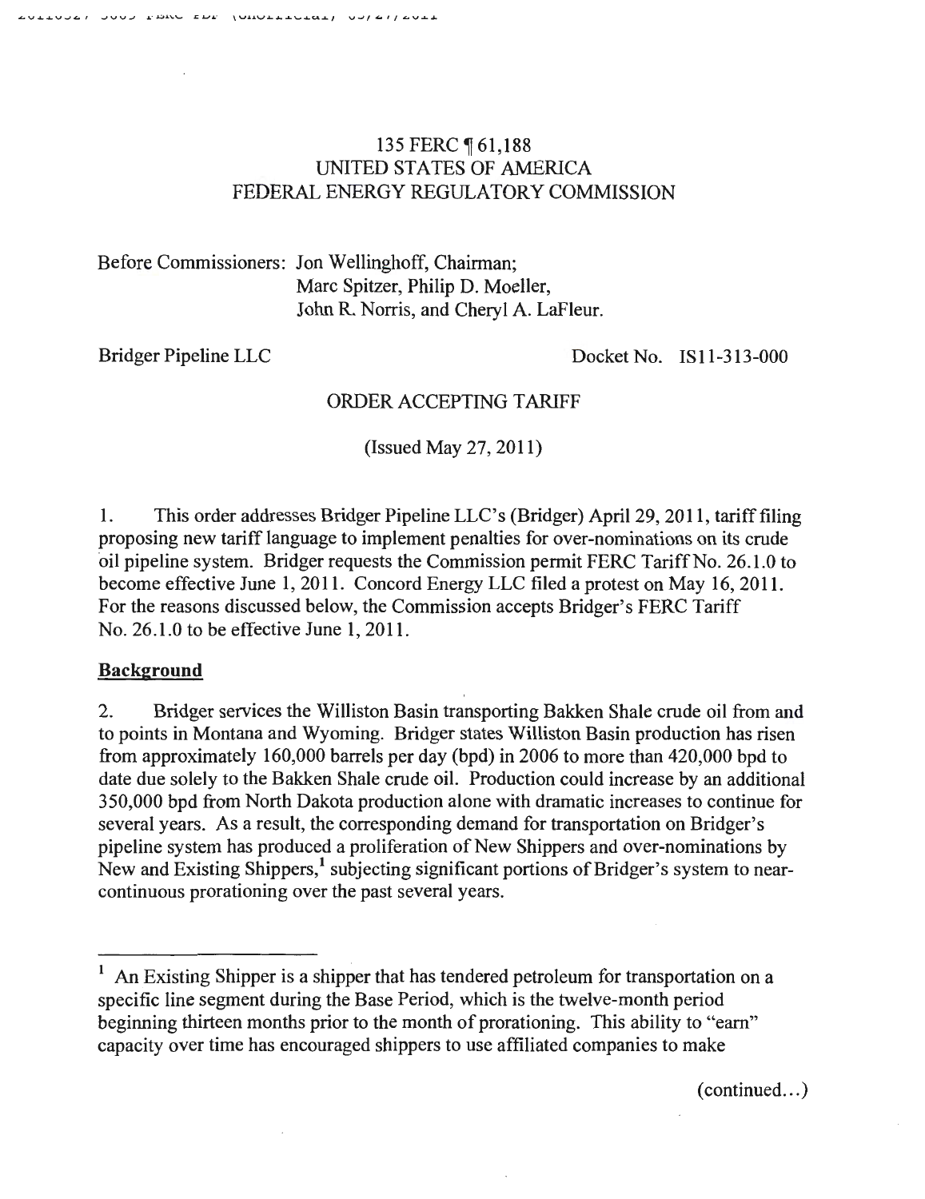135 FERC ¶ 61,188
UNITED STATES OF AMERICA
FEDERAL ENERGY REGULATORY COMMISSION

Before Commissioners: Jon Wellinghoff, Chairman;
Marc Spitzer, Philip D. Moeller,
John R. Norris, and Cheryl A. LaFleur.

Bridger Pipeline LLC Docket No. IS11-313-000

ORDER ACCEPTING TARIFF

(Issued May 27, 2011)

1. This order addresses Bridger Pipeline LLC's (Bridger) April 29, 2011, tariff filing proposing new tariff language to implement penalties for over-nominations on its crude oil pipeline system. Bridger requests the Commission permit FERC Tariff No. 26.1.0 to become effective June 1, 2011. Concord Energy LLC filed a protest on May 16, 2011. For the reasons discussed below, the Commission accepts Bridger's FERC Tariff No. 26.1.0 to be effective June 1, 2011.

## Background

2. Bridger services the Williston Basin transporting Bakken Shale crude oil from and to points in Montana and Wyoming. Bridger states Williston Basin production has risen from approximately 160,000 barrels per day (bpd) in 2006 to more than 420,000 bpd to date due solely to the Bakken Shale crude oil. Production could increase by an additional 350,000 bpd from North Dakota production alone with dramatic increases to continue for several years. As a result, the corresponding demand for transportation on Bridger's pipeline system has produced a proliferation of New Shippers and over-nominations by New and Existing Shippers,[1] subjecting significant portions of Bridger's system to near-continuous prorationing over the past several years.

[1] An Existing Shipper is a shipper that has tendered petroleum for transportation on a specific line segment during the Base Period, which is the twelve-month period beginning thirteen months prior to the month of prorationing. This ability to "earn" capacity over time has encouraged shippers to use affiliated companies to make

(continued...)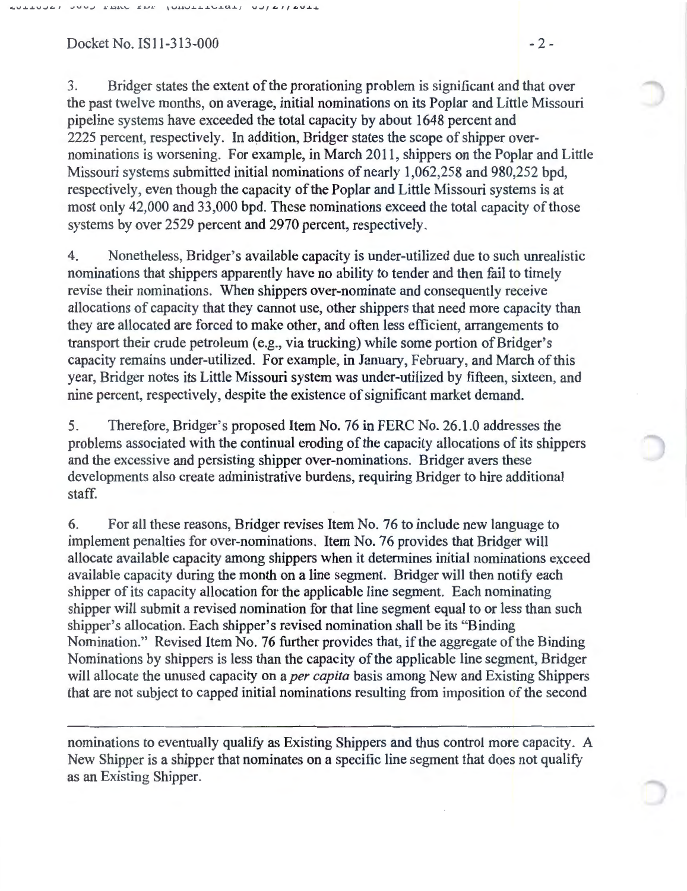3. Bridger states the extent of the prorationing problem is significant and that over the past twelve months, on average, initial nominations on its Poplar and Little Missouri pipeline systems have exceeded the total capacity by about 1648 percent and 2225 percent, respectively. In addition, Bridger states the scope of shipper over-nominations is worsening. For example, in March 2011, shippers on the Poplar and Little Missouri systems submitted initial nominations of nearly 1,062,258 and 980,252 bpd, respectively, even though the capacity of the Poplar and Little Missouri systems is at most only 42,000 and 33,000 bpd. These nominations exceed the total capacity of those systems by over 2529 percent and 2970 percent, respectively.

4. Nonetheless, Bridger's available capacity is under-utilized due to such unrealistic nominations that shippers apparently have no ability to tender and then fail to timely revise their nominations. When shippers over-nominate and consequently receive allocations of capacity that they cannot use, other shippers that need more capacity than they are allocated are forced to make other, and often less efficient, arrangements to transport their crude petroleum (e.g., via trucking) while some portion of Bridger's capacity remains under-utilized. For example, in January, February, and March of this year, Bridger notes its Little Missouri system was under-utilized by fifteen, sixteen, and nine percent, respectively, despite the existence of significant market demand.

5. Therefore, Bridger's proposed Item No. 76 in FERC No. 26.1.0 addresses the problems associated with the continual eroding of the capacity allocations of its shippers and the excessive and persisting shipper over-nominations. Bridger avers these developments also create administrative burdens, requiring Bridger to hire additional staff.

6. For all these reasons, Bridger revises Item No. 76 to include new language to implement penalties for over-nominations. Item No. 76 provides that Bridger will allocate available capacity among shippers when it determines initial nominations exceed available capacity during the month on a line segment. Bridger will then notify each shipper of its capacity allocation for the applicable line segment. Each nominating shipper will submit a revised nomination for that line segment equal to or less than such shipper's allocation. Each shipper's revised nomination shall be its "Binding Nomination." Revised Item No. 76 further provides that, if the aggregate of the Binding Nominations by shippers is less than the capacity of the applicable line segment, Bridger will allocate the unused capacity on a *per capita* basis among New and Existing Shippers that are not subject to capped initial nominations resulting from imposition of the second

---

nominations to eventually qualify as Existing Shippers and thus control more capacity. A New Shipper is a shipper that nominates on a specific line segment that does not qualify as an Existing Shipper.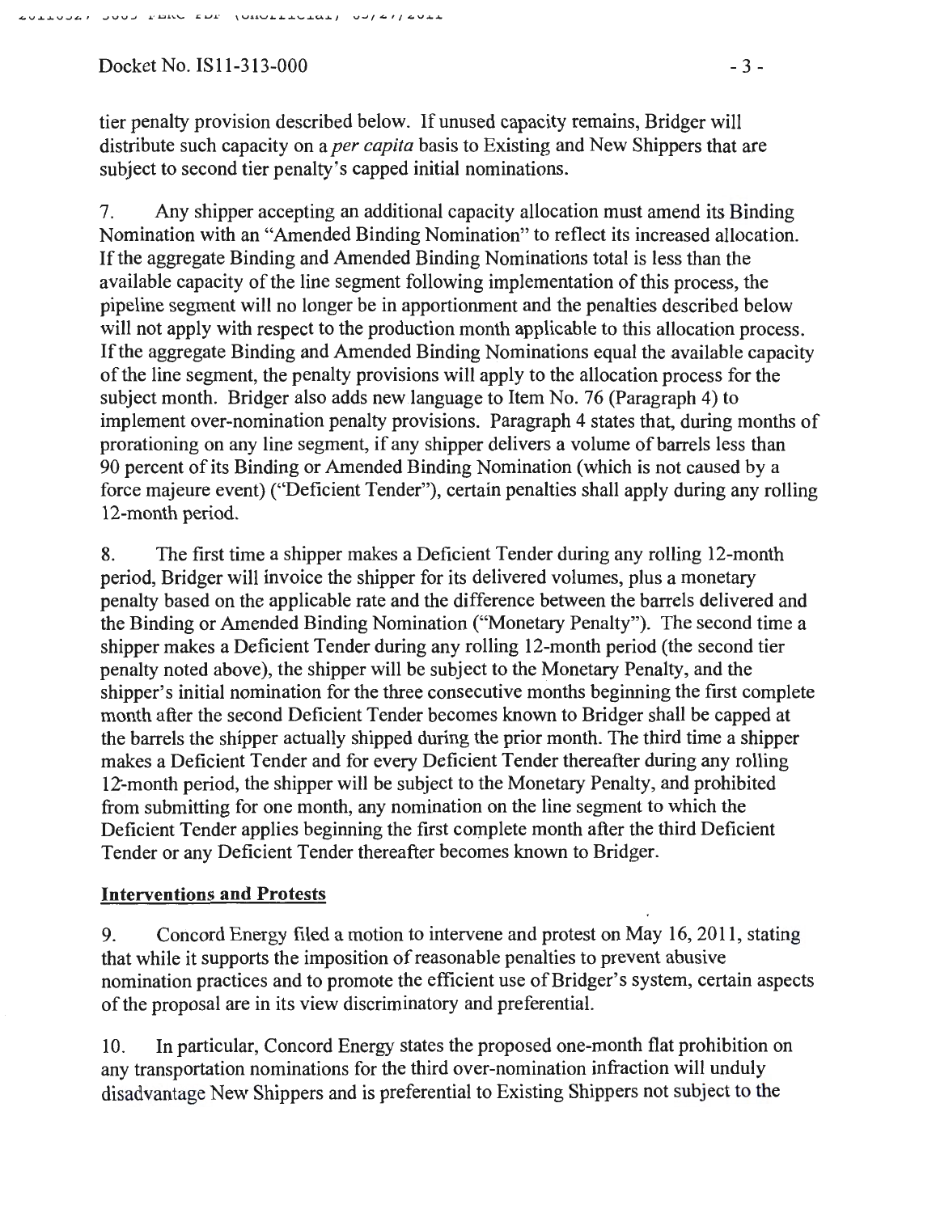tier penalty provision described below. If unused capacity remains, Bridger will distribute such capacity on a *per capita* basis to Existing and New Shippers that are subject to second tier penalty's capped initial nominations.

7. Any shipper accepting an additional capacity allocation must amend its Binding Nomination with an "Amended Binding Nomination" to reflect its increased allocation. If the aggregate Binding and Amended Binding Nominations total is less than the available capacity of the line segment following implementation of this process, the pipeline segment will no longer be in apportionment and the penalties described below will not apply with respect to the production month applicable to this allocation process. If the aggregate Binding and Amended Binding Nominations equal the available capacity of the line segment, the penalty provisions will apply to the allocation process for the subject month. Bridger also adds new language to Item No. 76 (Paragraph 4) to implement over-nomination penalty provisions. Paragraph 4 states that, during months of prorationing on any line segment, if any shipper delivers a volume of barrels less than 90 percent of its Binding or Amended Binding Nomination (which is not caused by a force majeure event) ("Deficient Tender"), certain penalties shall apply during any rolling 12-month period.

8. The first time a shipper makes a Deficient Tender during any rolling 12-month period, Bridger will invoice the shipper for its delivered volumes, plus a monetary penalty based on the applicable rate and the difference between the barrels delivered and the Binding or Amended Binding Nomination ("Monetary Penalty"). The second time a shipper makes a Deficient Tender during any rolling 12-month period (the second tier penalty noted above), the shipper will be subject to the Monetary Penalty, and the shipper's initial nomination for the three consecutive months beginning the first complete month after the second Deficient Tender becomes known to Bridger shall be capped at the barrels the shipper actually shipped during the prior month. The third time a shipper makes a Deficient Tender and for every Deficient Tender thereafter during any rolling 12-month period, the shipper will be subject to the Monetary Penalty, and prohibited from submitting for one month, any nomination on the line segment to which the Deficient Tender applies beginning the first complete month after the third Deficient Tender or any Deficient Tender thereafter becomes known to Bridger.

## Interventions and Protests

9. Concord Energy filed a motion to intervene and protest on May 16, 2011, stating that while it supports the imposition of reasonable penalties to prevent abusive nomination practices and to promote the efficient use of Bridger's system, certain aspects of the proposal are in its view discriminatory and preferential.

10. In particular, Concord Energy states the proposed one-month flat prohibition on any transportation nominations for the third over-nomination infraction will unduly disadvantage New Shippers and is preferential to Existing Shippers not subject to the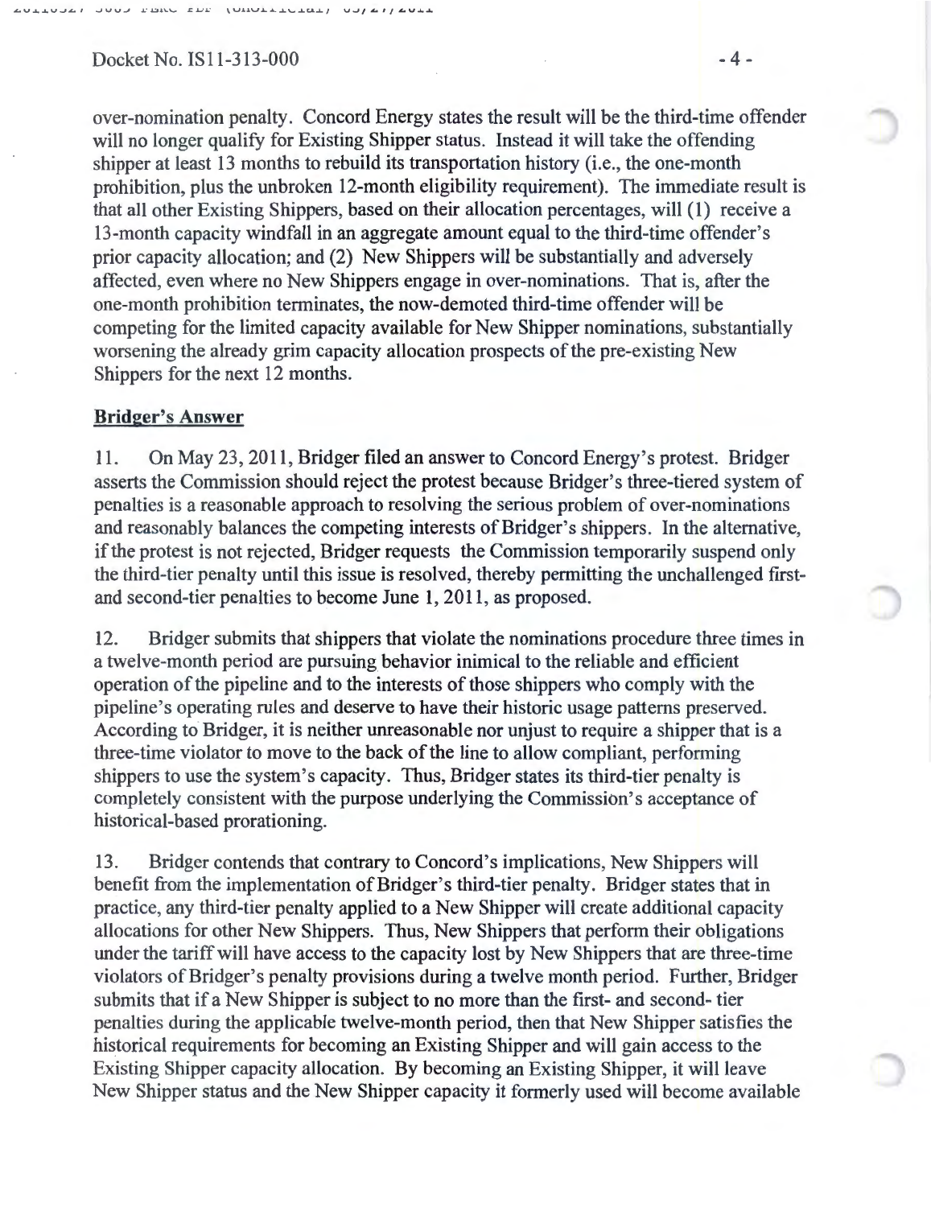over-nomination penalty. Concord Energy states the result will be the third-time offender will no longer qualify for Existing Shipper status. Instead it will take the offending shipper at least 13 months to rebuild its transportation history (i.e., the one-month prohibition, plus the unbroken 12-month eligibility requirement). The immediate result is that all other Existing Shippers, based on their allocation percentages, will (1) receive a 13-month capacity windfall in an aggregate amount equal to the third-time offender's prior capacity allocation; and (2) New Shippers will be substantially and adversely affected, even where no New Shippers engage in over-nominations. That is, after the one-month prohibition terminates, the now-demoted third-time offender will be competing for the limited capacity available for New Shipper nominations, substantially worsening the already grim capacity allocation prospects of the pre-existing New Shippers for the next 12 months.

**Bridger's Answer**

11. On May 23, 2011, Bridger filed an answer to Concord Energy's protest. Bridger asserts the Commission should reject the protest because Bridger's three-tiered system of penalties is a reasonable approach to resolving the serious problem of over-nominations and reasonably balances the competing interests of Bridger's shippers. In the alternative, if the protest is not rejected, Bridger requests the Commission temporarily suspend only the third-tier penalty until this issue is resolved, thereby permitting the unchallenged first- and second-tier penalties to become June 1, 2011, as proposed.

12. Bridger submits that shippers that violate the nominations procedure three times in a twelve-month period are pursuing behavior inimical to the reliable and efficient operation of the pipeline and to the interests of those shippers who comply with the pipeline's operating rules and deserve to have their historic usage patterns preserved. According to Bridger, it is neither unreasonable nor unjust to require a shipper that is a three-time violator to move to the back of the line to allow compliant, performing shippers to use the system's capacity. Thus, Bridger states its third-tier penalty is completely consistent with the purpose underlying the Commission's acceptance of historical-based prorationing.

13. Bridger contends that contrary to Concord's implications, New Shippers will benefit from the implementation of Bridger's third-tier penalty. Bridger states that in practice, any third-tier penalty applied to a New Shipper will create additional capacity allocations for other New Shippers. Thus, New Shippers that perform their obligations under the tariff will have access to the capacity lost by New Shippers that are three-time violators of Bridger's penalty provisions during a twelve month period. Further, Bridger submits that if a New Shipper is subject to no more than the first- and second- tier penalties during the applicable twelve-month period, then that New Shipper satisfies the historical requirements for becoming an Existing Shipper and will gain access to the Existing Shipper capacity allocation. By becoming an Existing Shipper, it will leave New Shipper status and the New Shipper capacity it formerly used will become available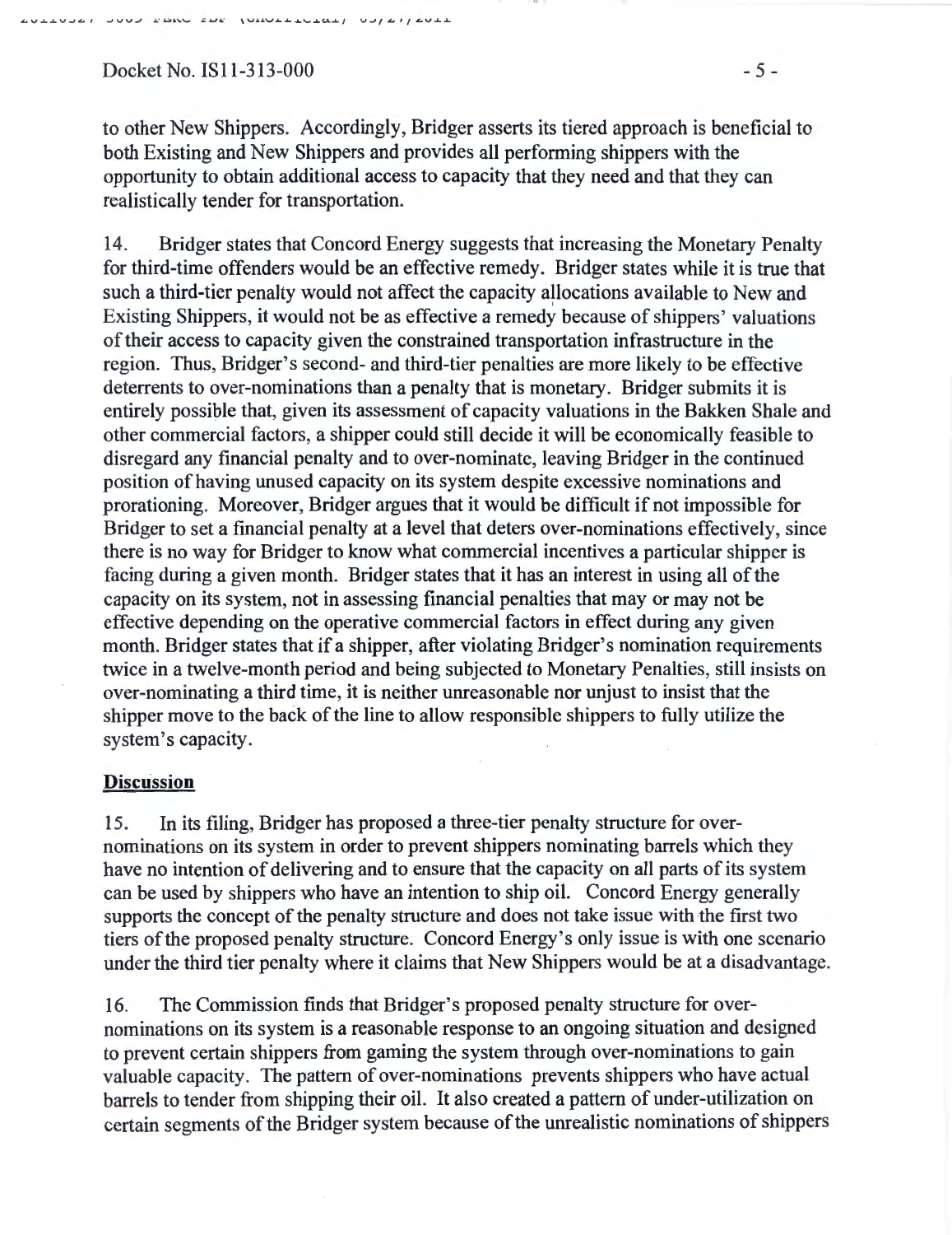to other New Shippers. Accordingly, Bridger asserts its tiered approach is beneficial to both Existing and New Shippers and provides all performing shippers with the opportunity to obtain additional access to capacity that they need and that they can realistically tender for transportation.

14. Bridger states that Concord Energy suggests that increasing the Monetary Penalty for third-time offenders would be an effective remedy. Bridger states while it is true that such a third-tier penalty would not affect the capacity allocations available to New and Existing Shippers, it would not be as effective a remedy because of shippers' valuations of their access to capacity given the constrained transportation infrastructure in the region. Thus, Bridger's second- and third-tier penalties are more likely to be effective deterrents to over-nominations than a penalty that is monetary. Bridger submits it is entirely possible that, given its assessment of capacity valuations in the Bakken Shale and other commercial factors, a shipper could still decide it will be economically feasible to disregard any financial penalty and to over-nominate, leaving Bridger in the continued position of having unused capacity on its system despite excessive nominations and prorationing. Moreover, Bridger argues that it would be difficult if not impossible for Bridger to set a financial penalty at a level that deters over-nominations effectively, since there is no way for Bridger to know what commercial incentives a particular shipper is facing during a given month. Bridger states that it has an interest in using all of the capacity on its system, not in assessing financial penalties that may or may not be effective depending on the operative commercial factors in effect during any given month. Bridger states that if a shipper, after violating Bridger's nomination requirements twice in a twelve-month period and being subjected to Monetary Penalties, still insists on over-nominating a third time, it is neither unreasonable nor unjust to insist that the shipper move to the back of the line to allow responsible shippers to fully utilize the system's capacity.

**Discussion**

15. In its filing, Bridger has proposed a three-tier penalty structure for over-nominations on its system in order to prevent shippers nominating barrels which they have no intention of delivering and to ensure that the capacity on all parts of its system can be used by shippers who have an intention to ship oil. Concord Energy generally supports the concept of the penalty structure and does not take issue with the first two tiers of the proposed penalty structure. Concord Energy's only issue is with one scenario under the third tier penalty where it claims that New Shippers would be at a disadvantage.

16. The Commission finds that Bridger's proposed penalty structure for over-nominations on its system is a reasonable response to an ongoing situation and designed to prevent certain shippers from gaming the system through over-nominations to gain valuable capacity. The pattern of over-nominations prevents shippers who have actual barrels to tender from shipping their oil. It also created a pattern of under-utilization on certain segments of the Bridger system because of the unrealistic nominations of shippers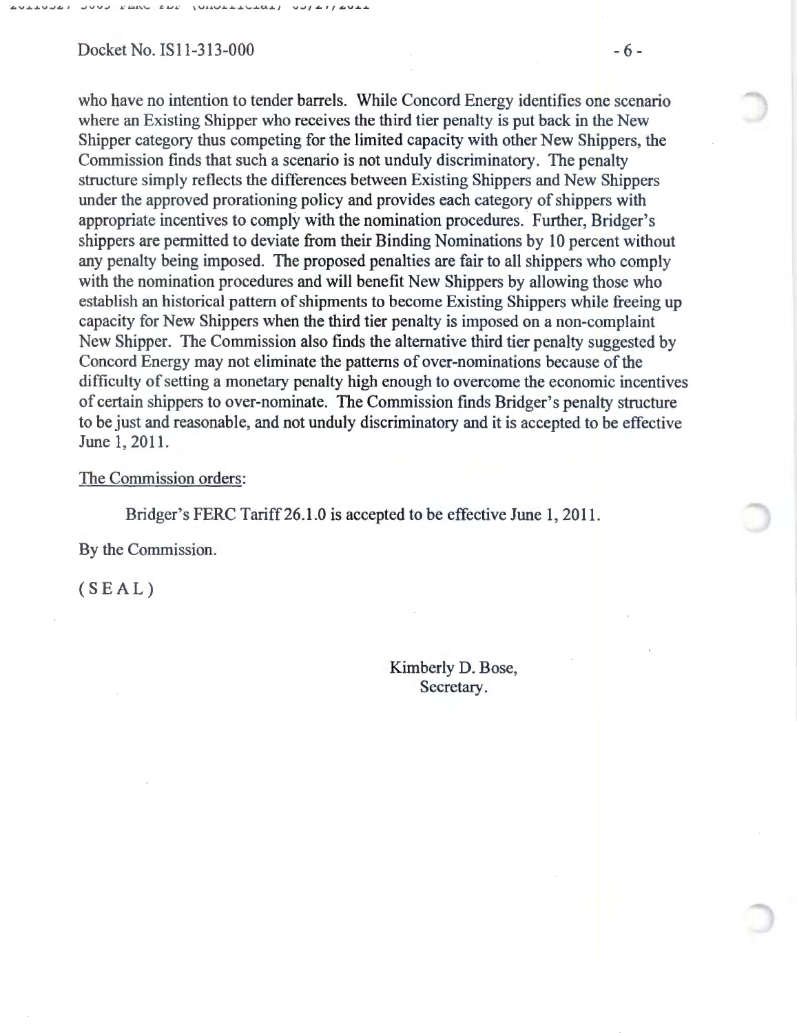who have no intention to tender barrels. While Concord Energy identifies one scenario where an Existing Shipper who receives the third tier penalty is put back in the New Shipper category thus competing for the limited capacity with other New Shippers, the Commission finds that such a scenario is not unduly discriminatory. The penalty structure simply reflects the differences between Existing Shippers and New Shippers under the approved prorationing policy and provides each category of shippers with appropriate incentives to comply with the nomination procedures. Further, Bridger's shippers are permitted to deviate from their Binding Nominations by 10 percent without any penalty being imposed. The proposed penalties are fair to all shippers who comply with the nomination procedures and will benefit New Shippers by allowing those who establish an historical pattern of shipments to become Existing Shippers while freeing up capacity for New Shippers when the third tier penalty is imposed on a non-complaint New Shipper. The Commission also finds the alternative third tier penalty suggested by Concord Energy may not eliminate the patterns of over-nominations because of the difficulty of setting a monetary penalty high enough to overcome the economic incentives of certain shippers to over-nominate. The Commission finds Bridger's penalty structure to be just and reasonable, and not unduly discriminatory and it is accepted to be effective June 1, 2011.

The Commission orders:

Bridger's FERC Tariff 26.1.0 is accepted to be effective June 1, 2011.

By the Commission.

( S E A L )

Kimberly D. Bose,
Secretary.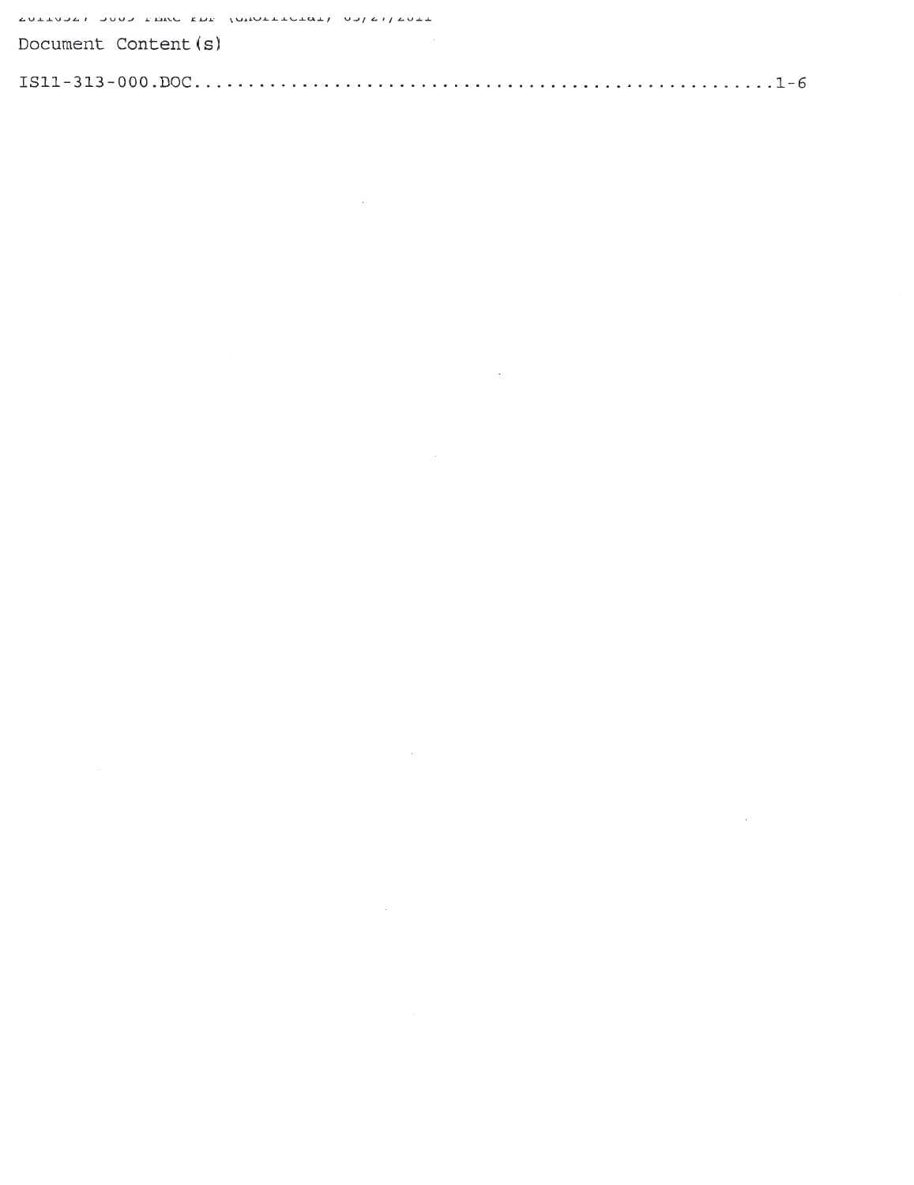Document Content(s)

IS11-313-000.DOC........................................................1-6